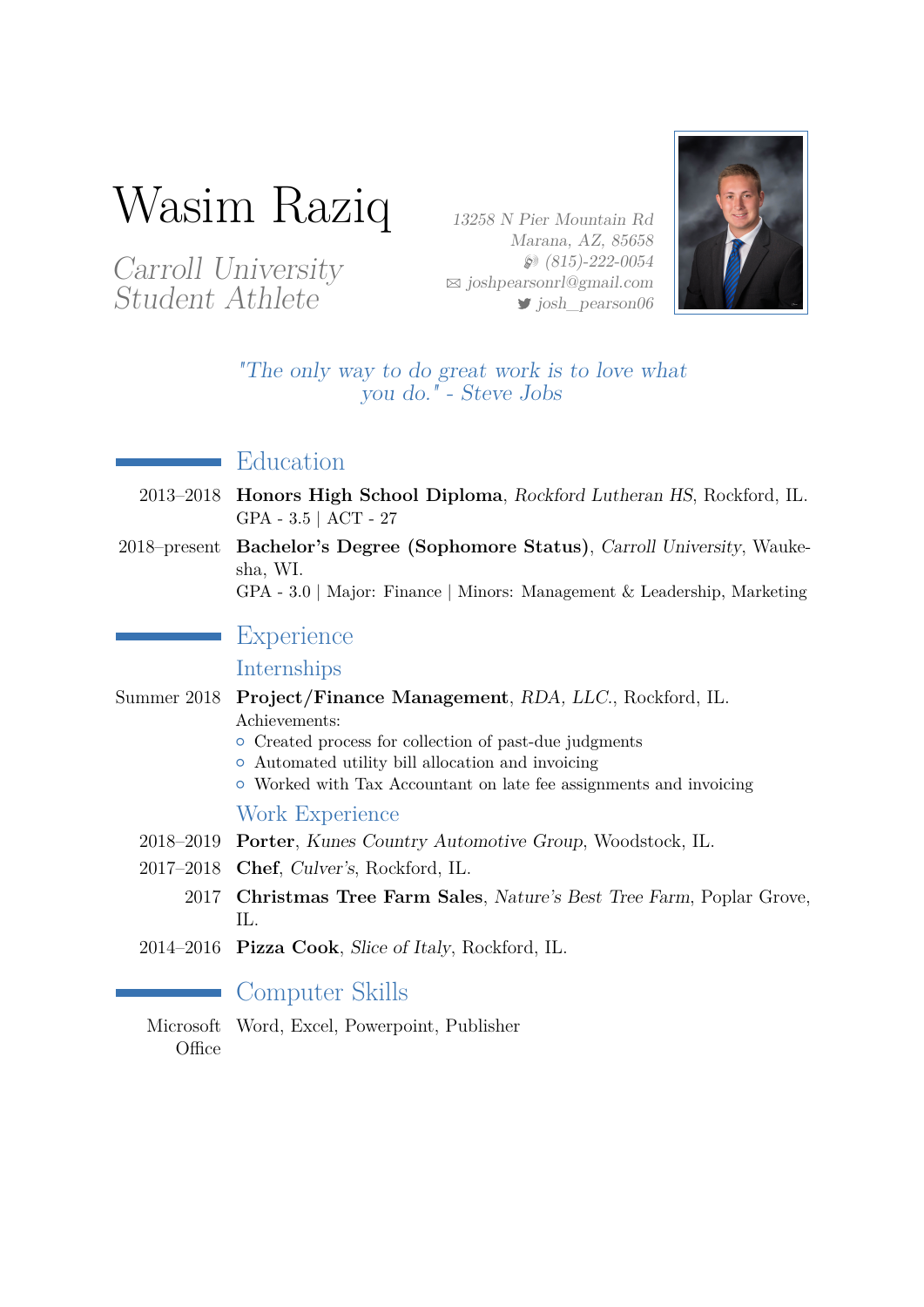# Wasim Raziq

*Carroll University Student Athlete*

*13258 N Pier Mountain Rd*
*Marana, AZ, 85658*
*(815)-222-0054*
*joshpearsonrl@gmail.com*
*josh_pearson06*

*"The only way to do great work is to love what you do." - Steve Jobs*

## Education

2013–2018 **Honors High School Diploma**, *Rockford Lutheran HS*, Rockford, IL.
GPA - 3.5 | ACT - 27

2018–present **Bachelor's Degree (Sophomore Status)**, *Carroll University*, Waukesha, WI.
GPA - 3.0 | Major: Finance | Minors: Management & Leadership, Marketing

## Experience

### Internships

Summer 2018 **Project/Finance Management**, *RDA, LLC.*, Rockford, IL.
Achievements:
- Created process for collection of past-due judgments
- Automated utility bill allocation and invoicing
- Worked with Tax Accountant on late fee assignments and invoicing

### Work Experience

2018–2019 **Porter**, *Kunes Country Automotive Group*, Woodstock, IL.

2017–2018 **Chef**, *Culver's*, Rockford, IL.

2017 **Christmas Tree Farm Sales**, *Nature's Best Tree Farm*, Poplar Grove, IL.

2014–2016 **Pizza Cook**, *Slice of Italy*, Rockford, IL.

## Computer Skills

Microsoft Office Word, Excel, Powerpoint, Publisher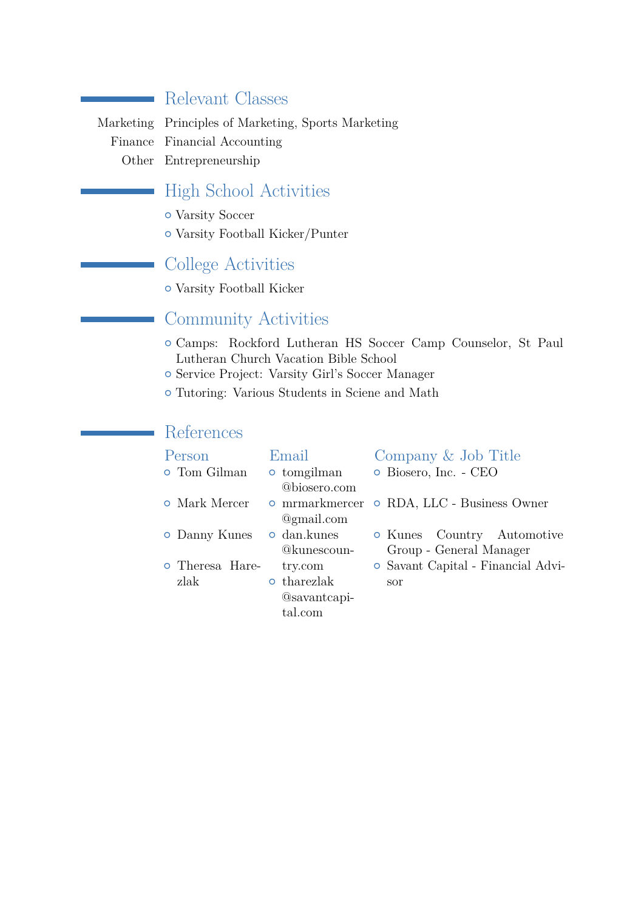## Relevant Classes

| | |
|---|---|
| Marketing | Principles of Marketing, Sports Marketing |
| Finance | Financial Accounting |
| Other | Entrepreneurship |

## High School Activities

- Varsity Soccer
- Varsity Football Kicker/Punter

## College Activities

- Varsity Football Kicker

## Community Activities

- Camps: Rockford Lutheran HS Soccer Camp Counselor, St Paul Lutheran Church Vacation Bible School
- Service Project: Varsity Girl's Soccer Manager
- Tutoring: Various Students in Sciene and Math

## References

| Person | Email | Company & Job Title |
|---|---|---|
| Tom Gilman | tomgilman@biosero.com | Biosero, Inc. - CEO |
| Mark Mercer | mrmarkmercer@gmail.com | RDA, LLC - Business Owner |
| Danny Kunes | dan.kunes@kunescountry.com | Kunes Country Automotive Group - General Manager |
| Theresa Harezlak | tharezlak@savantcapital.com | Savant Capital - Financial Advisor |